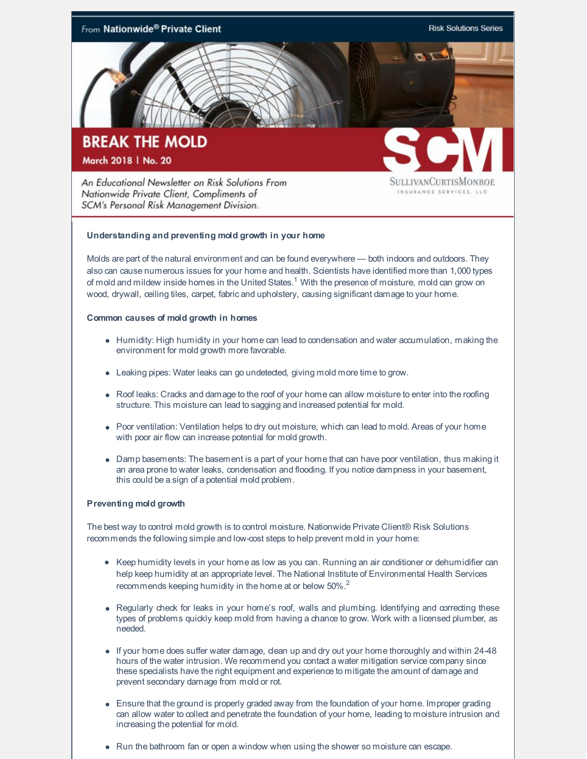From **Nationwide® Private Client**

Risk Solutions Series

# BREAK THE MOLD

**March 2018 | No. 20**

*An Educational Newsletter on Risk Solutions From Nationwide Private Client, Compliments of SCM's Personal Risk Management Division.*

SCM
SULLIVANCURTISMONROE
INSURANCE SERVICES, LLC

### Understanding and preventing mold growth in your home

Molds are part of the natural environment and can be found everywhere — both indoors and outdoors. They also can cause numerous issues for your home and health. Scientists have identified more than 1,000 types of mold and mildew inside homes in the United States.[1] With the presence of moisture, mold can grow on wood, drywall, ceiling tiles, carpet, fabric and upholstery, causing significant damage to your home.

### Common causes of mold growth in homes

- Humidity: High humidity in your home can lead to condensation and water accumulation, making the environment for mold growth more favorable.
- Leaking pipes: Water leaks can go undetected, giving mold more time to grow.
- Roof leaks: Cracks and damage to the roof of your home can allow moisture to enter into the roofing structure. This moisture can lead to sagging and increased potential for mold.
- Poor ventilation: Ventilation helps to dry out moisture, which can lead to mold. Areas of your home with poor air flow can increase potential for mold growth.
- Damp basements: The basement is a part of your home that can have poor ventilation, thus making it an area prone to water leaks, condensation and flooding. If you notice dampness in your basement, this could be a sign of a potential mold problem.

### Preventing mold growth

The best way to control mold growth is to control moisture. Nationwide Private Client® Risk Solutions recommends the following simple and low-cost steps to help prevent mold in your home:

- Keep humidity levels in your home as low as you can. Running an air conditioner or dehumidifier can help keep humidity at an appropriate level. The National Institute of Environmental Health Services recommends keeping humidity in the home at or below 50%.[2]
- Regularly check for leaks in your home's roof, walls and plumbing. Identifying and correcting these types of problems quickly keep mold from having a chance to grow. Work with a licensed plumber, as needed.
- If your home does suffer water damage, clean up and dry out your home thoroughly and within 24-48 hours of the water intrusion. We recommend you contact a water mitigation service company since these specialists have the right equipment and experience to mitigate the amount of damage and prevent secondary damage from mold or rot.
- Ensure that the ground is properly graded away from the foundation of your home. Improper grading can allow water to collect and penetrate the foundation of your home, leading to moisture intrusion and increasing the potential for mold.
- Run the bathroom fan or open a window when using the shower so moisture can escape.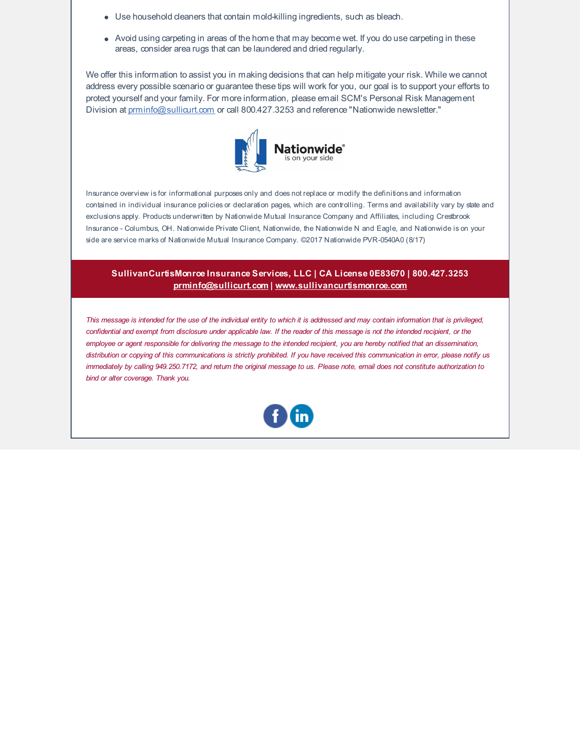- Use household cleaners that contain mold-killing ingredients, such as bleach.
- Avoid using carpeting in areas of the home that may become wet. If you do use carpeting in these areas, consider area rugs that can be laundered and dried regularly.

We offer this information to assist you in making decisions that can help mitigate your risk. While we cannot address every possible scenario or guarantee these tips will work for you, our goal is to support your efforts to protect yourself and your family. For more information, please email SCM's Personal Risk Management Division at prminfo@sullicurt.com or call 800.427.3253 and reference "Nationwide newsletter."

Nationwide® is on your side

Insurance overview is for informational purposes only and does not replace or modify the definitions and information contained in individual insurance policies or declaration pages, which are controlling. Terms and availability vary by state and exclusions apply. Products underwritten by Nationwide Mutual Insurance Company and Affiliates, including Crestbrook Insurance - Columbus, OH. Nationwide Private Client, Nationwide, the Nationwide N and Eagle, and Nationwide is on your side are service marks of Nationwide Mutual Insurance Company. ©2017 Nationwide PVR-0540A0 (8/17)

**SullivanCurtisMonroe Insurance Services, LLC | CA License 0E83670 | 800.427.3253**
**prminfo@sullicurt.com | www.sullivancurtismonroe.com**

*This message is intended for the use of the individual entity to which it is addressed and may contain information that is privileged, confidential and exempt from disclosure under applicable law. If the reader of this message is not the intended recipient, or the employee or agent responsible for delivering the message to the intended recipient, you are hereby notified that an dissemination, distribution or copying of this communications is strictly prohibited. If you have received this communication in error, please notify us immediately by calling 949.250.7172, and return the original message to us. Please note, email does not constitute authorization to bind or alter coverage. Thank you.*